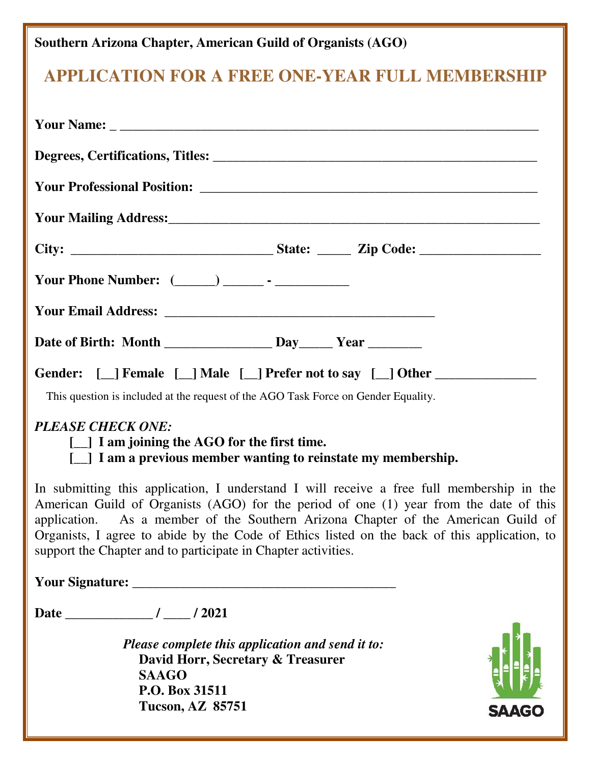**Southern Arizona Chapter, American Guild of Organists (AGO)**

# APPLICATION FOR A FREE ONE-YEAR FULL MEMBERSHIP

**Your Name:** _ ______________________________________________________________

**Degrees, Certifications, Titles:** ________________________________________________

**Your Professional Position:** ___________________________________________________

**Your Mailing Address:**_______________________________________________________

**City:** ______________________________ **State:** _____ **Zip Code:** _________________

**Your Phone Number:** (______) ______ - ___________

**Your Email Address:** ________________________________________

**Date of Birth: Month** ________________ **Day**_____ **Year** ________

**Gender: [__] Female [__] Male [__] Prefer not to say [__] Other** _______________

This question is included at the request of the AGO Task Force on Gender Equality.

***PLEASE CHECK ONE:***

**[__] I am joining the AGO for the first time.**

**[__] I am a previous member wanting to reinstate my membership.**

In submitting this application, I understand I will receive a free full membership in the American Guild of Organists (AGO) for the period of one (1) year from the date of this application. As a member of the Southern Arizona Chapter of the American Guild of Organists, I agree to abide by the Code of Ethics listed on the back of this application, to support the Chapter and to participate in Chapter activities.

**Your Signature:** ______________________________________

**Date** _____________ / ____ / 2021

*Please complete this application and send it to:*

**David Horr, Secretary & Treasurer**
**SAAGO**
**P.O. Box 31511**
**Tucson, AZ 85751**

SAAGO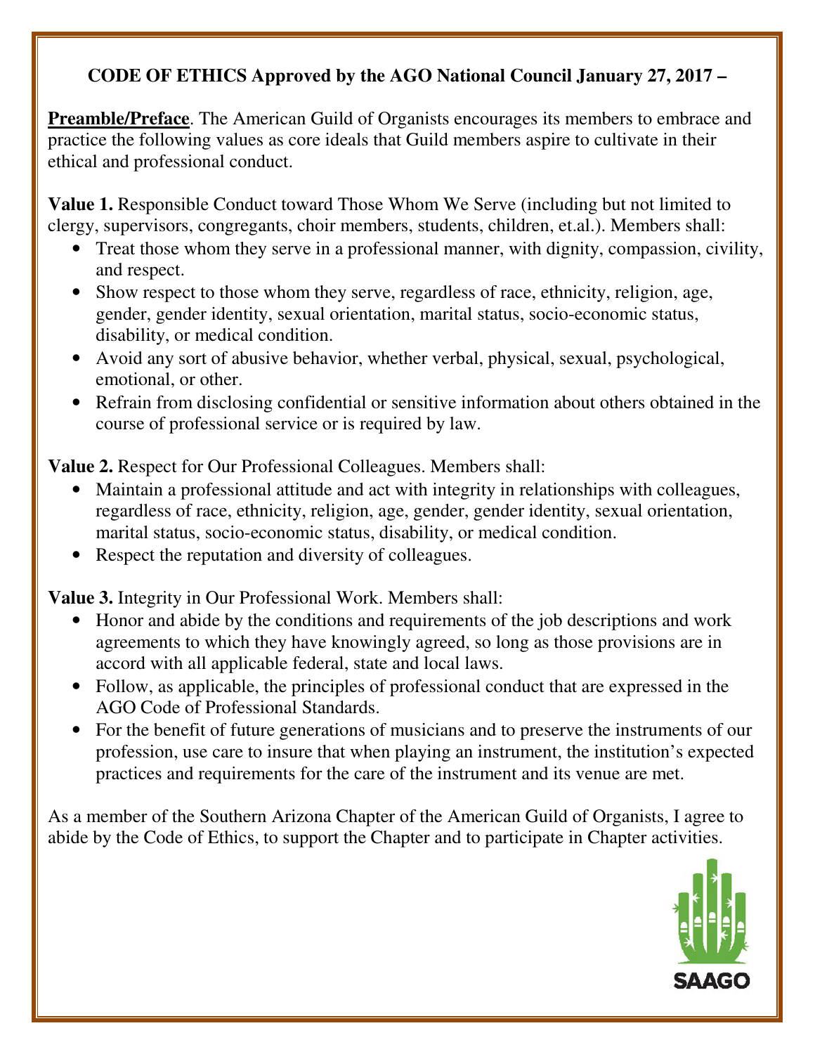**CODE OF ETHICS Approved by the AGO National Council January 27, 2017 –**

**Preamble/Preface**. The American Guild of Organists encourages its members to embrace and practice the following values as core ideals that Guild members aspire to cultivate in their ethical and professional conduct.

**Value 1.** Responsible Conduct toward Those Whom We Serve (including but not limited to clergy, supervisors, congregants, choir members, students, children, et.al.). Members shall:

- Treat those whom they serve in a professional manner, with dignity, compassion, civility, and respect.
- Show respect to those whom they serve, regardless of race, ethnicity, religion, age, gender, gender identity, sexual orientation, marital status, socio-economic status, disability, or medical condition.
- Avoid any sort of abusive behavior, whether verbal, physical, sexual, psychological, emotional, or other.
- Refrain from disclosing confidential or sensitive information about others obtained in the course of professional service or is required by law.

**Value 2.** Respect for Our Professional Colleagues. Members shall:

- Maintain a professional attitude and act with integrity in relationships with colleagues, regardless of race, ethnicity, religion, age, gender, gender identity, sexual orientation, marital status, socio-economic status, disability, or medical condition.
- Respect the reputation and diversity of colleagues.

**Value 3.** Integrity in Our Professional Work. Members shall:

- Honor and abide by the conditions and requirements of the job descriptions and work agreements to which they have knowingly agreed, so long as those provisions are in accord with all applicable federal, state and local laws.
- Follow, as applicable, the principles of professional conduct that are expressed in the AGO Code of Professional Standards.
- For the benefit of future generations of musicians and to preserve the instruments of our profession, use care to insure that when playing an instrument, the institution's expected practices and requirements for the care of the instrument and its venue are met.

As a member of the Southern Arizona Chapter of the American Guild of Organists, I agree to abide by the Code of Ethics, to support the Chapter and to participate in Chapter activities.

SAAGO